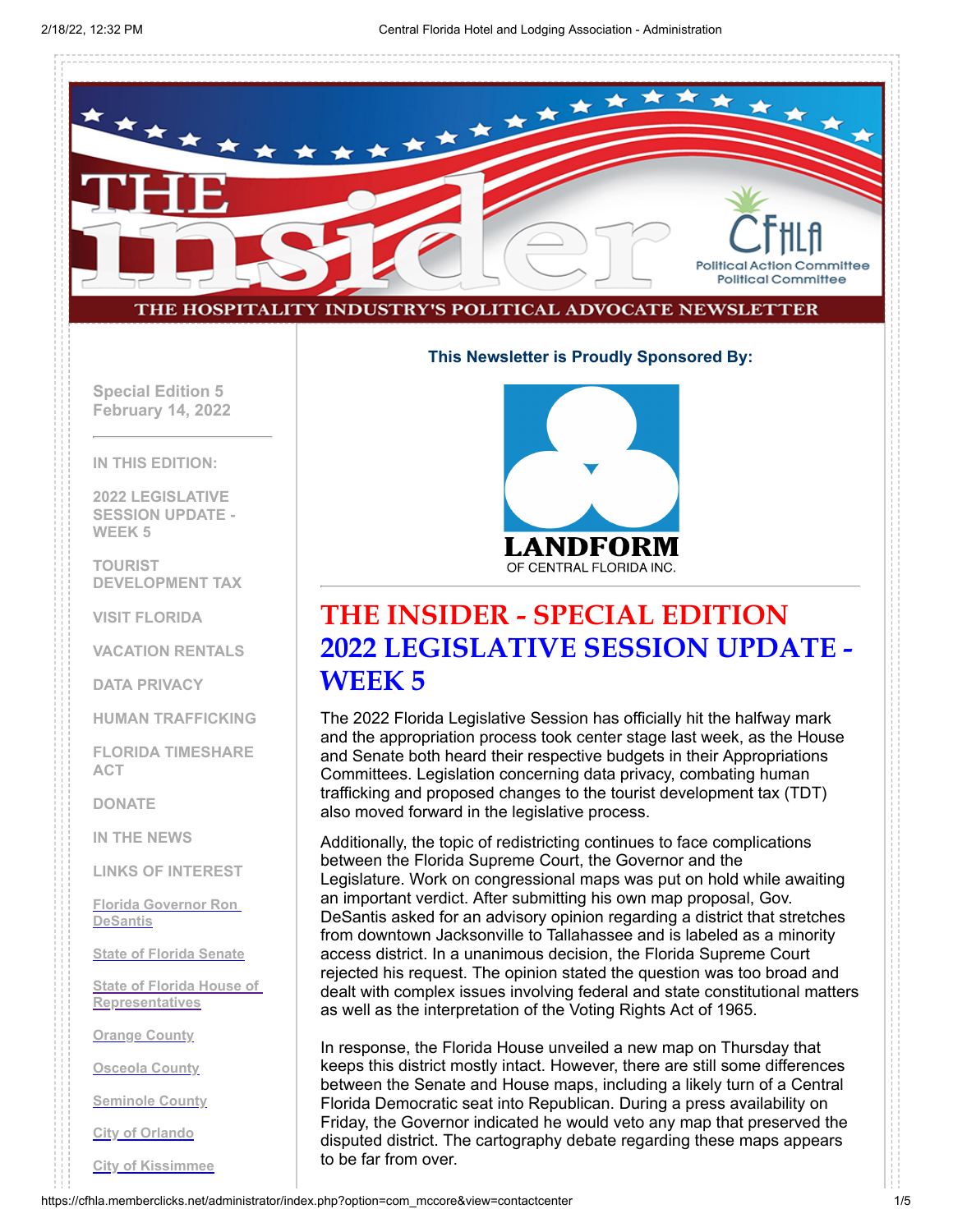THE INSIDER

THE HOSPITALITY INDUSTRY'S POLITICAL ADVOCATE NEWSLETTER

CFHLA Political Action Committee Political Committee

Special Edition 5
February 14, 2022

IN THIS EDITION:

- 2022 LEGISLATIVE SESSION UPDATE - WEEK 5
- TOURIST DEVELOPMENT TAX
- VISIT FLORIDA
- VACATION RENTALS
- DATA PRIVACY
- HUMAN TRAFFICKING
- FLORIDA TIMESHARE ACT
- DONATE
- IN THE NEWS
- LINKS OF INTEREST

[Florida Governor Ron DeSantis]

[State of Florida Senate]

[State of Florida House of Representatives]

[Orange County]

[Osceola County]

[Seminole County]

[City of Orlando]

[City of Kissimmee]

**This Newsletter is Proudly Sponsored By:**

LANDFORM OF CENTRAL FLORIDA INC.

# THE INSIDER - SPECIAL EDITION
# 2022 LEGISLATIVE SESSION UPDATE - WEEK 5

The 2022 Florida Legislative Session has officially hit the halfway mark and the appropriation process took center stage last week, as the House and Senate both heard their respective budgets in their Appropriations Committees. Legislation concerning data privacy, combating human trafficking and proposed changes to the tourist development tax (TDT) also moved forward in the legislative process.

Additionally, the topic of redistricting continues to face complications between the Florida Supreme Court, the Governor and the Legislature. Work on congressional maps was put on hold while awaiting an important verdict. After submitting his own map proposal, Gov. DeSantis asked for an advisory opinion regarding a district that stretches from downtown Jacksonville to Tallahassee and is labeled as a minority access district. In a unanimous decision, the Florida Supreme Court rejected his request. The opinion stated the question was too broad and dealt with complex issues involving federal and state constitutional matters as well as the interpretation of the Voting Rights Act of 1965.

In response, the Florida House unveiled a new map on Thursday that keeps this district mostly intact. However, there are still some differences between the Senate and House maps, including a likely turn of a Central Florida Democratic seat into Republican. During a press availability on Friday, the Governor indicated he would veto any map that preserved the disputed district. The cartography debate regarding these maps appears to be far from over.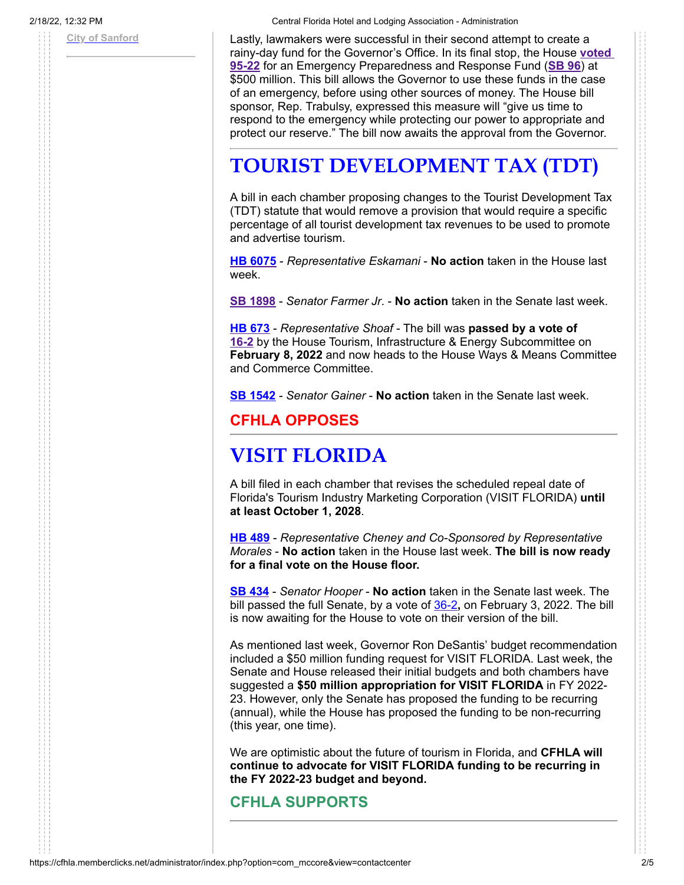City of Sanford

Lastly, lawmakers were successful in their second attempt to create a rainy-day fund for the Governor's Office. In its final stop, the House **voted 95-22** for an Emergency Preparedness and Response Fund (**SB 96**) at $500 million. This bill allows the Governor to use these funds in the case of an emergency, before using other sources of money. The House bill sponsor, Rep. Trabulsy, expressed this measure will "give us time to respond to the emergency while protecting our power to appropriate and protect our reserve." The bill now awaits the approval from the Governor.

# TOURIST DEVELOPMENT TAX (TDT)

A bill in each chamber proposing changes to the Tourist Development Tax (TDT) statute that would remove a provision that would require a specific percentage of all tourist development tax revenues to be used to promote and advertise tourism.

**HB 6075** - *Representative Eskamani* - **No action** taken in the House last week.

**SB 1898** - *Senator Farmer Jr.* - **No action** taken in the Senate last week.

**HB 673** - *Representative Shoaf* - The bill was **passed by a vote of 16-2** by the House Tourism, Infrastructure & Energy Subcommittee on **February 8, 2022** and now heads to the House Ways & Means Committee and Commerce Committee.

**SB 1542** - *Senator Gainer* - **No action** taken in the Senate last week.

## CFHLA OPPOSES

# VISIT FLORIDA

A bill filed in each chamber that revises the scheduled repeal date of Florida's Tourism Industry Marketing Corporation (VISIT FLORIDA) **until at least October 1, 2028**.

**HB 489** - *Representative Cheney and Co-Sponsored by Representative Morales* - **No action** taken in the House last week. **The bill is now ready for a final vote on the House floor.**

**SB 434** - *Senator Hooper* - **No action** taken in the Senate last week. The bill passed the full Senate, by a vote of 36-2**,** on February 3, 2022. The bill is now awaiting for the House to vote on their version of the bill.

As mentioned last week, Governor Ron DeSantis' budget recommendation included a $50 million funding request for VISIT FLORIDA. Last week, the Senate and House released their initial budgets and both chambers have suggested a **$50 million appropriation for VISIT FLORIDA** in FY 2022-23. However, only the Senate has proposed the funding to be recurring (annual), while the House has proposed the funding to be non-recurring (this year, one time).

We are optimistic about the future of tourism in Florida, and **CFHLA will continue to advocate for VISIT FLORIDA funding to be recurring in the FY 2022-23 budget and beyond.**

## CFHLA SUPPORTS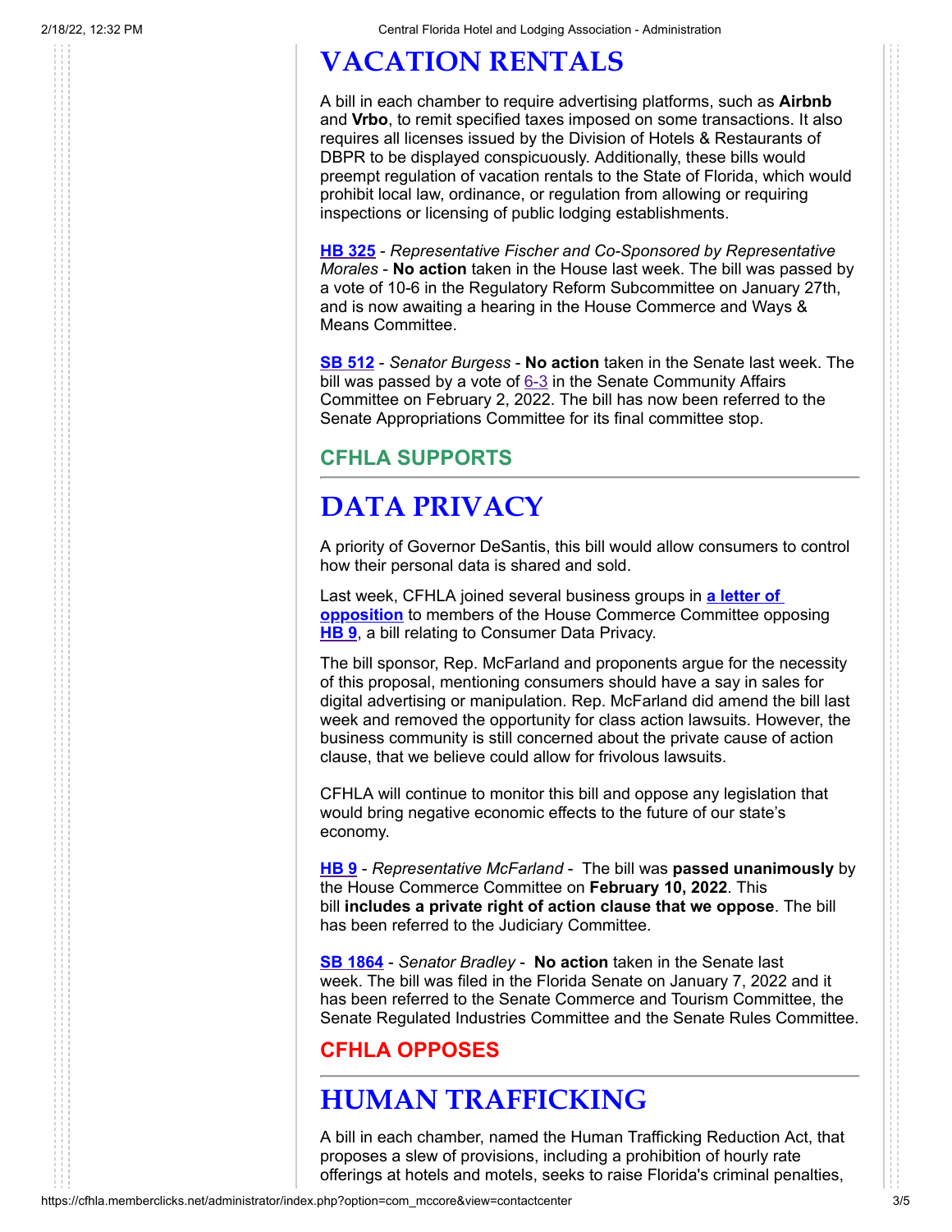# VACATION RENTALS

A bill in each chamber to require advertising platforms, such as **Airbnb** and **Vrbo**, to remit specified taxes imposed on some transactions. It also requires all licenses issued by the Division of Hotels & Restaurants of DBPR to be displayed conspicuously. Additionally, these bills would preempt regulation of vacation rentals to the State of Florida, which would prohibit local law, ordinance, or regulation from allowing or requiring inspections or licensing of public lodging establishments.

**HB 325** - *Representative Fischer and Co-Sponsored by Representative Morales* - **No action** taken in the House last week. The bill was passed by a vote of 10-6 in the Regulatory Reform Subcommittee on January 27th, and is now awaiting a hearing in the House Commerce and Ways & Means Committee.

**SB 512** - *Senator Burgess* - **No action** taken in the Senate last week. The bill was passed by a vote of 6-3 in the Senate Community Affairs Committee on February 2, 2022. The bill has now been referred to the Senate Appropriations Committee for its final committee stop.

### CFHLA SUPPORTS

# DATA PRIVACY

A priority of Governor DeSantis, this bill would allow consumers to control how their personal data is shared and sold.

Last week, CFHLA joined several business groups in **a letter of opposition** to members of the House Commerce Committee opposing **HB 9**, a bill relating to Consumer Data Privacy.

The bill sponsor, Rep. McFarland and proponents argue for the necessity of this proposal, mentioning consumers should have a say in sales for digital advertising or manipulation. Rep. McFarland did amend the bill last week and removed the opportunity for class action lawsuits. However, the business community is still concerned about the private cause of action clause, that we believe could allow for frivolous lawsuits.

CFHLA will continue to monitor this bill and oppose any legislation that would bring negative economic effects to the future of our state's economy.

**HB 9** - *Representative McFarland* - The bill was **passed unanimously** by the House Commerce Committee on **February 10, 2022**. This bill **includes a private right of action clause that we oppose**. The bill has been referred to the Judiciary Committee.

**SB 1864** - *Senator Bradley* - **No action** taken in the Senate last week. The bill was filed in the Florida Senate on January 7, 2022 and it has been referred to the Senate Commerce and Tourism Committee, the Senate Regulated Industries Committee and the Senate Rules Committee.

### CFHLA OPPOSES

# HUMAN TRAFFICKING

A bill in each chamber, named the Human Trafficking Reduction Act, that proposes a slew of provisions, including a prohibition of hourly rate offerings at hotels and motels, seeks to raise Florida's criminal penalties,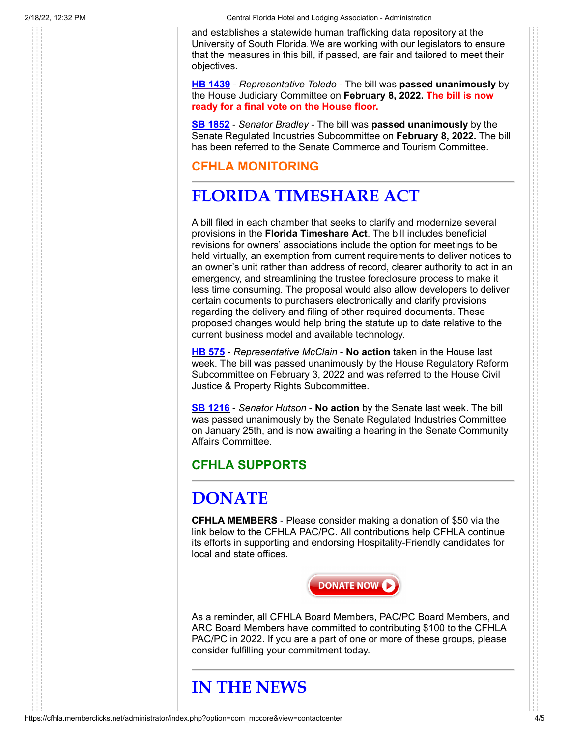and establishes a statewide human trafficking data repository at the University of South Florida. We are working with our legislators to ensure that the measures in this bill, if passed, are fair and tailored to meet their objectives.

**HB 1439** - *Representative Toledo* - The bill was **passed unanimously** by the House Judiciary Committee on **February 8, 2022. The bill is now ready for a final vote on the House floor.**

**SB 1852** - *Senator Bradley* - The bill was **passed unanimously** by the Senate Regulated Industries Subcommittee on **February 8, 2022.** The bill has been referred to the Senate Commerce and Tourism Committee.

### CFHLA MONITORING

## FLORIDA TIMESHARE ACT

A bill filed in each chamber that seeks to clarify and modernize several provisions in the **Florida Timeshare Act**. The bill includes beneficial revisions for owners' associations include the option for meetings to be held virtually, an exemption from current requirements to deliver notices to an owner's unit rather than address of record, clearer authority to act in an emergency, and streamlining the trustee foreclosure process to make it less time consuming. The proposal would also allow developers to deliver certain documents to purchasers electronically and clarify provisions regarding the delivery and filing of other required documents. These proposed changes would help bring the statute up to date relative to the current business model and available technology.

**HB 575** - *Representative McClain* - **No action** taken in the House last week. The bill was passed unanimously by the House Regulatory Reform Subcommittee on February 3, 2022 and was referred to the House Civil Justice & Property Rights Subcommittee.

**SB 1216** - *Senator Hutson* - **No action** by the Senate last week. The bill was passed unanimously by the Senate Regulated Industries Committee on January 25th, and is now awaiting a hearing in the Senate Community Affairs Committee.

### CFHLA SUPPORTS

## DONATE

**CFHLA MEMBERS** - Please consider making a donation of $50 via the link below to the CFHLA PAC/PC. All contributions help CFHLA continue its efforts in supporting and endorsing Hospitality-Friendly candidates for local and state offices.

DONATE NOW

As a reminder, all CFHLA Board Members, PAC/PC Board Members, and ARC Board Members have committed to contributing $100 to the CFHLA PAC/PC in 2022. If you are a part of one or more of these groups, please consider fulfilling your commitment today.

## IN THE NEWS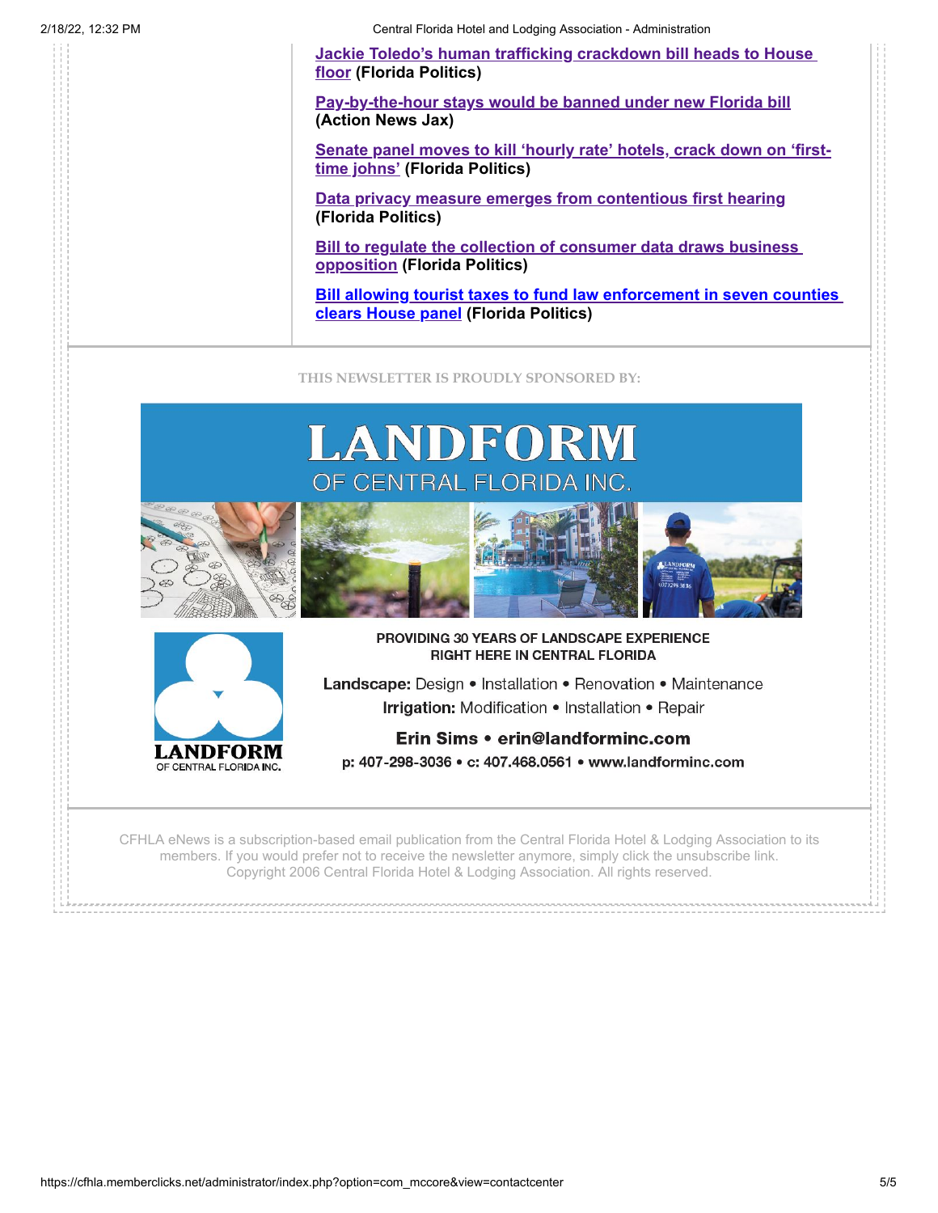**Jackie Toledo's human trafficking crackdown bill heads to House floor** **(Florida Politics)**

**Pay-by-the-hour stays would be banned under new Florida bill** **(Action News Jax)**

**Senate panel moves to kill 'hourly rate' hotels, crack down on 'first-time johns'** **(Florida Politics)**

**Data privacy measure emerges from contentious first hearing** **(Florida Politics)**

**Bill to regulate the collection of consumer data draws business opposition** **(Florida Politics)**

**Bill allowing tourist taxes to fund law enforcement in seven counties clears House panel** **(Florida Politics)**

THIS NEWSLETTER IS PROUDLY SPONSORED BY:

LANDFORM
OF CENTRAL FLORIDA INC.

PROVIDING 30 YEARS OF LANDSCAPE EXPERIENCE
RIGHT HERE IN CENTRAL FLORIDA

**Landscape:** Design • Installation • Renovation • Maintenance

**Irrigation:** Modification • Installation • Repair

**Erin Sims • erin@landforminc.com**

**p: 407-298-3036 • c: 407.468.0561 • www.landforminc.com**

CFHLA eNews is a subscription-based email publication from the Central Florida Hotel & Lodging Association to its members. If you would prefer not to receive the newsletter anymore, simply click the unsubscribe link.
Copyright 2006 Central Florida Hotel & Lodging Association. All rights reserved.